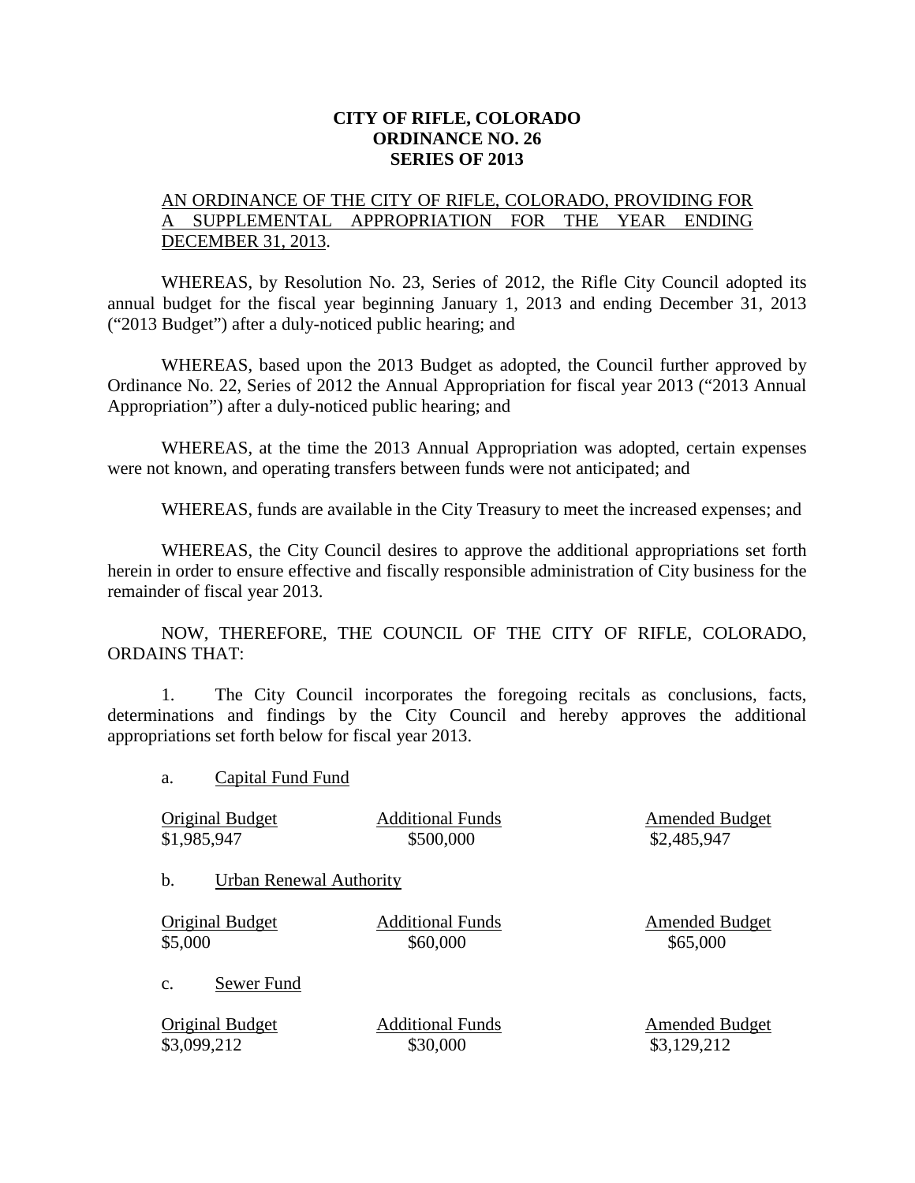**CITY OF RIFLE, COLORADO**
**ORDINANCE NO. 26**
**SERIES OF 2013**

AN ORDINANCE OF THE CITY OF RIFLE, COLORADO, PROVIDING FOR A SUPPLEMENTAL APPROPRIATION FOR THE YEAR ENDING DECEMBER 31, 2013.

WHEREAS, by Resolution No. 23, Series of 2012, the Rifle City Council adopted its annual budget for the fiscal year beginning January 1, 2013 and ending December 31, 2013 ("2013 Budget") after a duly-noticed public hearing; and

WHEREAS, based upon the 2013 Budget as adopted, the Council further approved by Ordinance No. 22, Series of 2012 the Annual Appropriation for fiscal year 2013 ("2013 Annual Appropriation") after a duly-noticed public hearing; and

WHEREAS, at the time the 2013 Annual Appropriation was adopted, certain expenses were not known, and operating transfers between funds were not anticipated; and

WHEREAS, funds are available in the City Treasury to meet the increased expenses; and

WHEREAS, the City Council desires to approve the additional appropriations set forth herein in order to ensure effective and fiscally responsible administration of City business for the remainder of fiscal year 2013.

NOW, THEREFORE, THE COUNCIL OF THE CITY OF RIFLE, COLORADO, ORDAINS THAT:

1. The City Council incorporates the foregoing recitals as conclusions, facts, determinations and findings by the City Council and hereby approves the additional appropriations set forth below for fiscal year 2013.

a. Capital Fund Fund

| Original Budget | Additional Funds | Amended Budget |
|---|---|---|
| $1,985,947 | $500,000 | $2,485,947 |

b. Urban Renewal Authority

| Original Budget | Additional Funds | Amended Budget |
|---|---|---|
| $5,000 | $60,000 | $65,000 |

c. Sewer Fund

| Original Budget | Additional Funds | Amended Budget |
|---|---|---|
| $3,099,212 | $30,000 | $3,129,212 |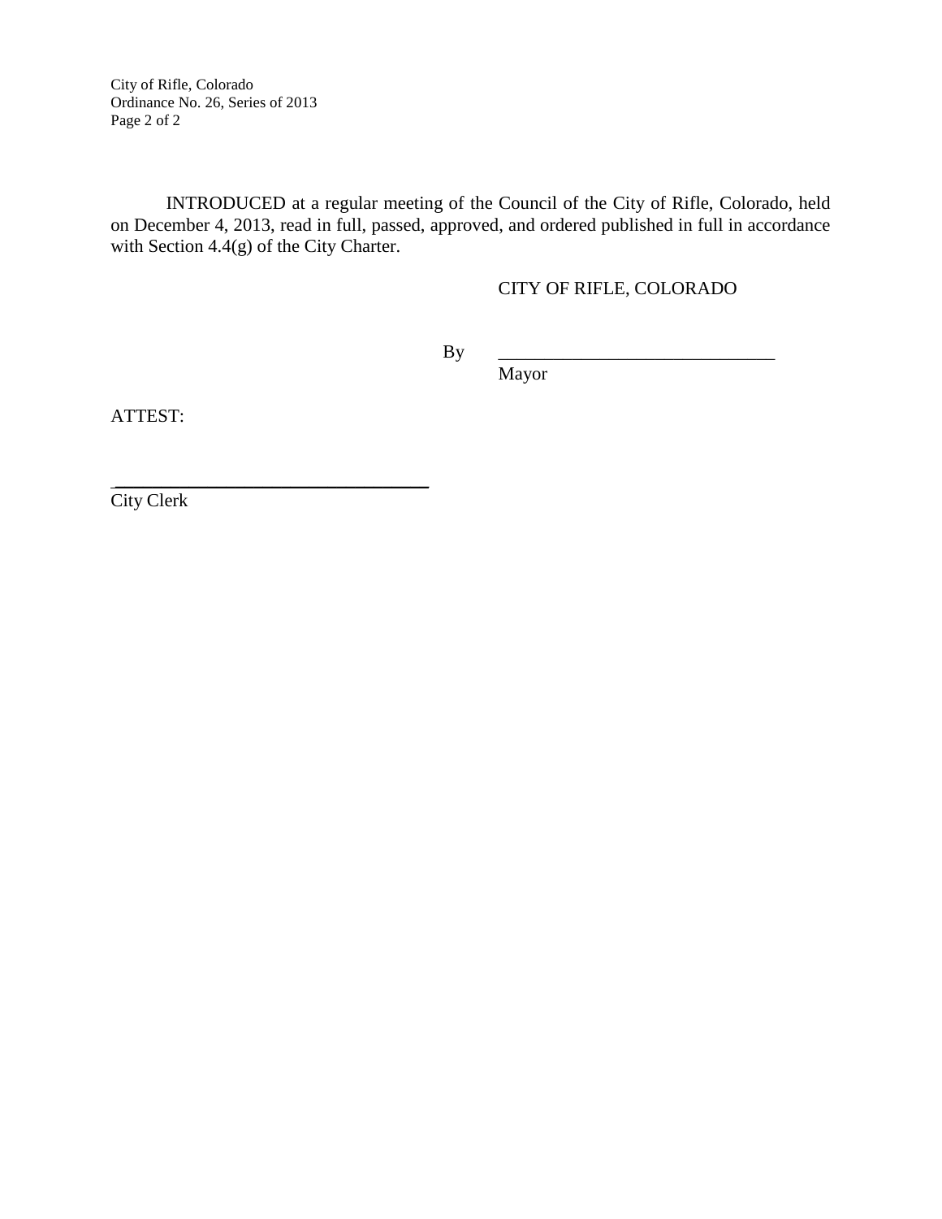INTRODUCED at a regular meeting of the Council of the City of Rifle, Colorado, held on December 4, 2013, read in full, passed, approved, and ordered published in full in accordance with Section 4.4(g) of the City Charter.

CITY OF RIFLE, COLORADO

By ______________________________
Mayor

ATTEST:

______________________________
City Clerk